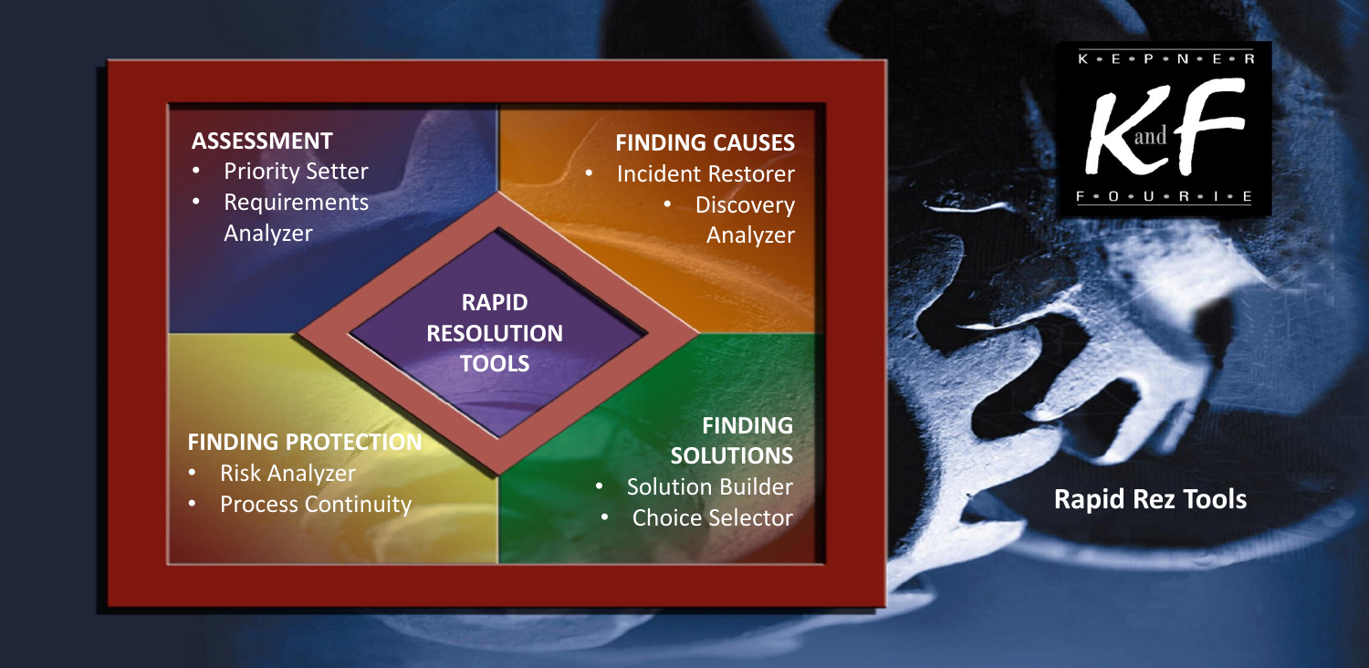# Rapid Rez Tools

**RAPID RESOLUTION TOOLS**

**ASSESSMENT**
- Priority Setter
- Requirements Analyzer

**FINDING CAUSES**
- Incident Restorer
- Discovery Analyzer

**FINDING PROTECTION**
- Risk Analyzer
- Process Continuity

**FINDING SOLUTIONS**
- Solution Builder
- Choice Selector

KEPNER and FOURIE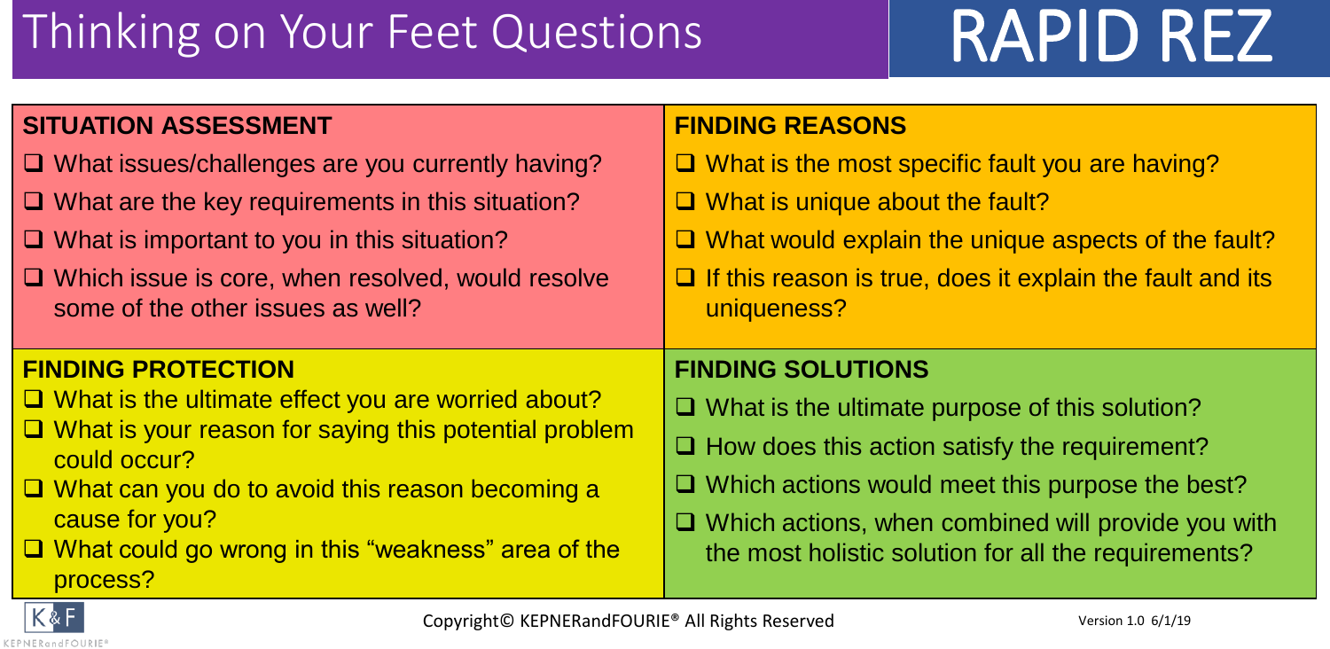# Thinking on Your Feet Questions

# RAPID REZ

## SITUATION ASSESSMENT

- ❑ What issues/challenges are you currently having?
- ❑ What are the key requirements in this situation?
- ❑ What is important to you in this situation?
- ❑ Which issue is core, when resolved, would resolve some of the other issues as well?

## FINDING REASONS

- ❑ What is the most specific fault you are having?
- ❑ What is unique about the fault?
- ❑ What would explain the unique aspects of the fault?
- ❑ If this reason is true, does it explain the fault and its uniqueness?

## FINDING PROTECTION

- ❑ What is the ultimate effect you are worried about?
- ❑ What is your reason for saying this potential problem could occur?
- ❑ What can you do to avoid this reason becoming a cause for you?
- ❑ What could go wrong in this "weakness" area of the process?

## FINDING SOLUTIONS

- ❑ What is the ultimate purpose of this solution?
- ❑ How does this action satisfy the requirement?
- ❑ Which actions would meet this purpose the best?
- ❑ Which actions, when combined will provide you with the most holistic solution for all the requirements?

Copyright© KEPNERandFOURIE® All Rights Reserved

Version 1.0 6/1/19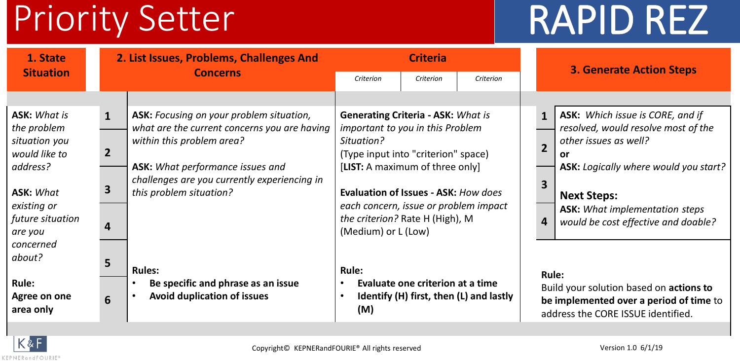# Priority Setter

# RAPID REZ

| 1. State Situation | 2. List Issues, Problems, Challenges And Concerns | | Criteria | | | 3. Generate Action Steps | |
|---|---|---|---|---|---|---|---|
| | | | *Criterion* | *Criterion* | *Criterion* | | |
| **ASK:** *What is the problem situation you would like to address?* **ASK:** *What existing or future situation are you concerned about?* | 1 | **ASK:** *Focusing on your problem situation, what are the current concerns you are having within this problem area?* **ASK:** *What performance issues and challenges are you currently experiencing in this problem situation?* | **Generating Criteria - ASK:** *What is important to you in this Problem Situation?* (Type input into "criterion" space) [**LIST:** A maximum of three only] **Evaluation of Issues - ASK:** *How does each concern, issue or problem impact the criterion?* Rate H (High), M (Medium) or L (Low) | | | 1 | **ASK:** *Which issue is CORE, and if resolved, would resolve most of the other issues as well?* **or** **ASK:** *Logically where would you start?* **Next Steps:** **ASK:** *What implementation steps would be cost effective and doable?* |
| | 2 | | | | | 2 | |
| | 3 | | | | | 3 | |
| | 4 | | | | | 4 | |
| | 5 | | | | | | |
| **Rule:** **Agree on one area only** | 6 | **Rules:** • **Be specific and phrase as an issue** • **Avoid duplication of issues** | **Rule:** • **Evaluate one criterion at a time** • **Identify (H) first, then (L) and lastly (M)** | | | **Rule:** Build your solution based on **actions to be implemented over a period of time** to address the CORE ISSUE identified. | |

Copyright© KEPNERandFOURIE® All rights reserved

Version 1.0 6/1/19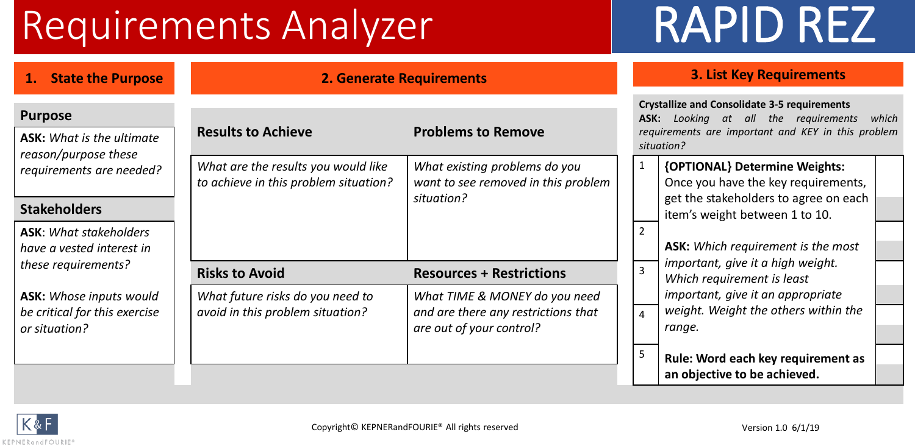# Requirements Analyzer

# RAPID REZ

## 1. State the Purpose

### Purpose

**ASK:** *What is the ultimate reason/purpose these requirements are needed?*

### Stakeholders

**ASK**: *What stakeholders have a vested interest in these requirements?*

**ASK:** *Whose inputs would be critical for this exercise or situation?*

## 2. Generate Requirements

| **Results to Achieve** | **Problems to Remove** |
| --- | --- |
| *What are the results you would like to achieve in this problem situation?* | *What existing problems do you want to see removed in this problem situation?* |
| **Risks to Avoid** | **Resources + Restrictions** |
| *What future risks do you need to avoid in this problem situation?* | *What TIME & MONEY do you need and are there any restrictions that are out of your control?* |

## 3. List Key Requirements

**Crystallize and Consolidate 3-5 requirements**

**ASK:** *Looking at all the requirements which requirements are important and KEY in this problem situation?*

| # | Requirement | Weight |
| --- | --- | --- |
| 1 | | |
| 2 | | |
| 3 | | |
| 4 | | |
| 5 | | |

**{OPTIONAL} Determine Weights:** Once you have the key requirements, get the stakeholders to agree on each item's weight between 1 to 10.

**ASK:** *Which requirement is the most important, give it a high weight. Which requirement is least important, give it an appropriate weight. Weight the others within the range.*

**Rule: Word each key requirement as an objective to be achieved.**

Copyright© KEPNERandFOURIE® All rights reserved

Version 1.0 6/1/19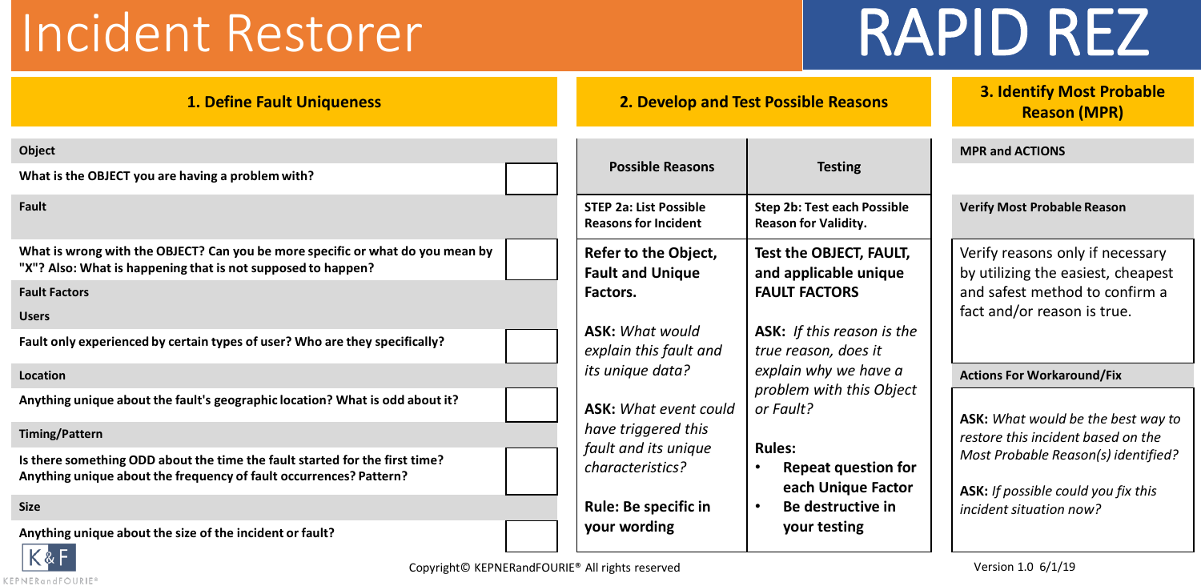# Incident Restorer

# RAPID REZ

## 1. Define Fault Uniqueness

**Object**

**What is the OBJECT you are having a problem with?**

**Fault**

**What is wrong with the OBJECT? Can you be more specific or what do you mean by "X"? Also: What is happening that is not supposed to happen?**

**Fault Factors**

**Users**

**Fault only experienced by certain types of user? Who are they specifically?**

**Location**

**Anything unique about the fault's geographic location? What is odd about it?**

**Timing/Pattern**

**Is there something ODD about the time the fault started for the first time? Anything unique about the frequency of fault occurrences? Pattern?**

**Size**

**Anything unique about the size of the incident or fault?**

## 2. Develop and Test Possible Reasons

| Possible Reasons | Testing |
| --- | --- |
| **STEP 2a: List Possible Reasons for Incident** | **Step 2b: Test each Possible Reason for Validity.** |
| **Refer to the Object, Fault and Unique Factors.**<br><br>**ASK:** *What would explain this fault and its unique data?*<br><br>**ASK:** *What event could have triggered this fault and its unique characteristics?*<br><br>**Rule: Be specific in your wording** | **Test the OBJECT, FAULT, and applicable unique FAULT FACTORS**<br><br>**ASK:** *If this reason is the true reason, does it explain why we have a problem with this Object or Fault?*<br><br>**Rules:**<br>• **Repeat question for each Unique Factor**<br>• **Be destructive in your testing** |

## 3. Identify Most Probable Reason (MPR)

**MPR and ACTIONS**

**Verify Most Probable Reason**

Verify reasons only if necessary by utilizing the easiest, cheapest and safest method to confirm a fact and/or reason is true.

**Actions For Workaround/Fix**

**ASK:** *What would be the best way to restore this incident based on the Most Probable Reason(s) identified?*

**ASK:** *If possible could you fix this incident situation now?*

Copyright© KEPNERandFOURIE® All rights reserved

Version 1.0 6/1/19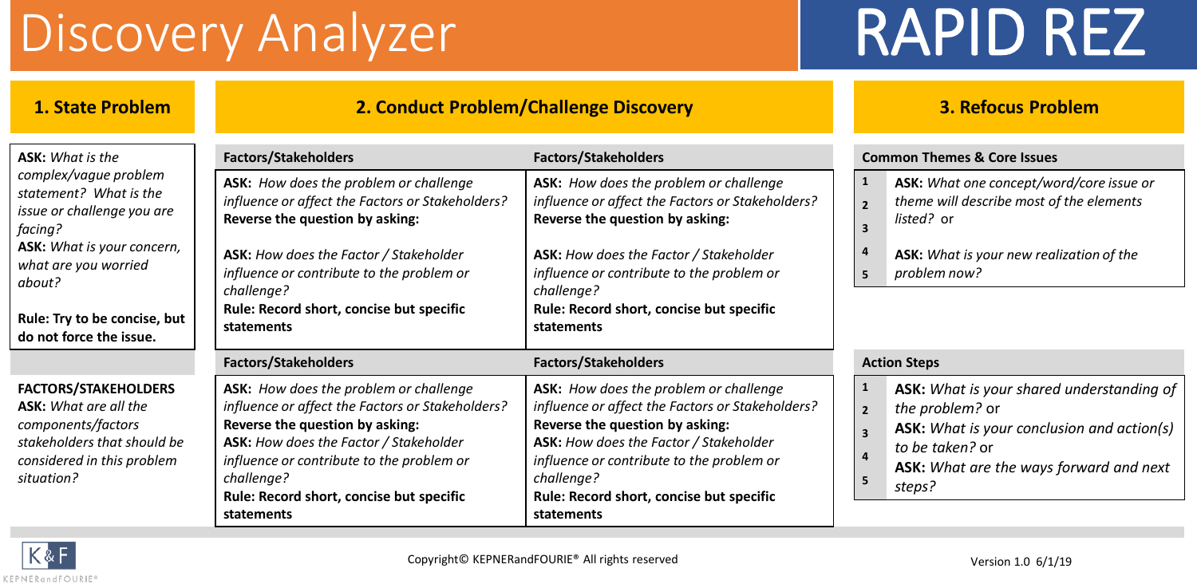# Discovery Analyzer

# RAPID REZ

## 1. State Problem

**ASK:** *What is the complex/vague problem statement? What is the issue or challenge you are facing?*

**ASK:** *What is your concern, what are you worried about?*

**Rule: Try to be concise, but do not force the issue.**

**FACTORS/STAKEHOLDERS**

**ASK:** *What are all the components/factors stakeholders that should be considered in this problem situation?*

## 2. Conduct Problem/Challenge Discovery

| Factors/Stakeholders | Factors/Stakeholders |
|---|---|
| **ASK:** *How does the problem or challenge influence or affect the Factors or Stakeholders?* **Reverse the question by asking:** **ASK:** *How does the Factor / Stakeholder influence or contribute to the problem or challenge?* **Rule: Record short, concise but specific statements** | **ASK:** *How does the problem or challenge influence or affect the Factors or Stakeholders?* **Reverse the question by asking:** **ASK:** *How does the Factor / Stakeholder influence or contribute to the problem or challenge?* **Rule: Record short, concise but specific statements** |

| Factors/Stakeholders | Factors/Stakeholders |
|---|---|
| **ASK:** *How does the problem or challenge influence or affect the Factors or Stakeholders?* **Reverse the question by asking:** **ASK:** *How does the Factor / Stakeholder influence or contribute to the problem or challenge?* **Rule: Record short, concise but specific statements** | **ASK:** *How does the problem or challenge influence or affect the Factors or Stakeholders?* **Reverse the question by asking:** **ASK:** *How does the Factor / Stakeholder influence or contribute to the problem or challenge?* **Rule: Record short, concise but specific statements** |

## 3. Refocus Problem

**Common Themes & Core Issues**

1
2
3
4
5

**ASK:** *What one concept/word/core issue or theme will describe most of the elements listed?* or

**ASK:** *What is your new realization of the problem now?*

**Action Steps**

1
2
3
4
5

**ASK:** *What is your shared understanding of the problem?* or

**ASK:** *What is your conclusion and action(s) to be taken?* or

**ASK:** *What are the ways forward and next steps?*

Copyright© KEPNERandFOURIE® All rights reserved

Version 1.0 6/1/19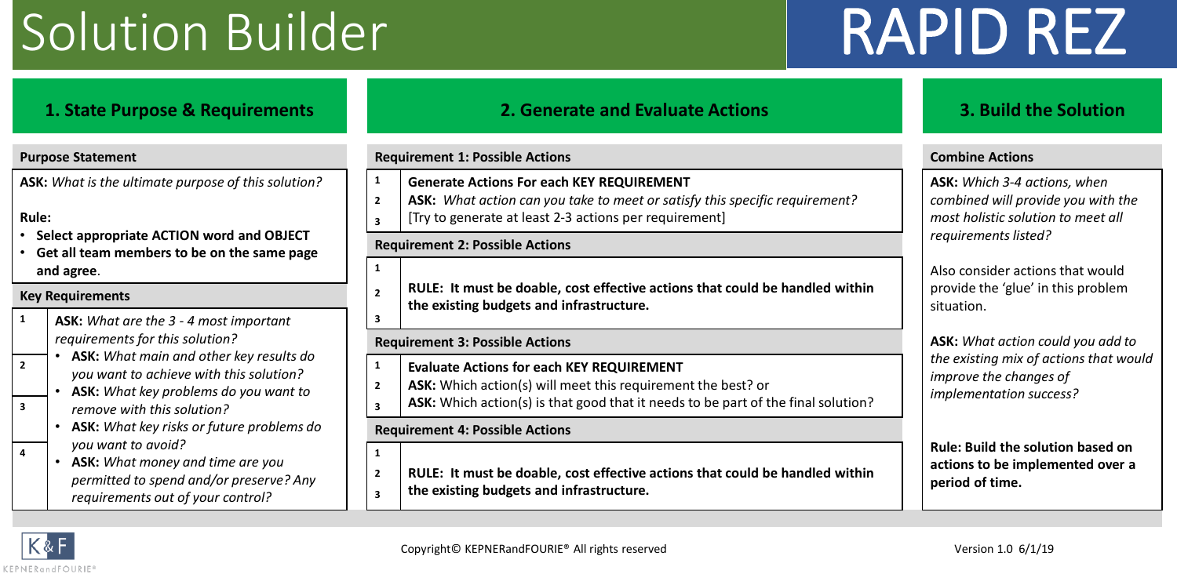# Solution Builder

# RAPID REZ

## 1. State Purpose & Requirements

### Purpose Statement

**ASK:** *What is the ultimate purpose of this solution?*

**Rule:**

- **Select appropriate ACTION word and OBJECT**
- **Get all team members to be on the same page and agree**.

### Key Requirements

1
2
3
4

**ASK:** *What are the 3 - 4 most important requirements for this solution?*

- **ASK:** *What main and other key results do you want to achieve with this solution?*
- **ASK:** *What key problems do you want to remove with this solution?*
- **ASK:** *What key risks or future problems do you want to avoid?*
- **ASK:** *What money and time are you permitted to spend and/or preserve? Any requirements out of your control?*

## 2. Generate and Evaluate Actions

### Requirement 1: Possible Actions

1
2
3

**Generate Actions For each KEY REQUIREMENT**

**ASK:** *What action can you take to meet or satisfy this specific requirement?*

[Try to generate at least 2-3 actions per requirement]

### Requirement 2: Possible Actions

1
2
3

**RULE: It must be doable, cost effective actions that could be handled within the existing budgets and infrastructure.**

### Requirement 3: Possible Actions

1
2
3

**Evaluate Actions for each KEY REQUIREMENT**

**ASK:** Which action(s) will meet this requirement the best? or

**ASK:** Which action(s) is that good that it needs to be part of the final solution?

### Requirement 4: Possible Actions

1
2
3

**RULE: It must be doable, cost effective actions that could be handled within the existing budgets and infrastructure.**

## 3. Build the Solution

### Combine Actions

**ASK:** *Which 3-4 actions, when combined will provide you with the most holistic solution to meet all requirements listed?*

Also consider actions that would provide the 'glue' in this problem situation.

**ASK:** *What action could you add to the existing mix of actions that would improve the changes of implementation success?*

**Rule: Build the solution based on actions to be implemented over a period of time.**

Copyright© KEPNERandFOURIE® All rights reserved

Version 1.0 6/1/19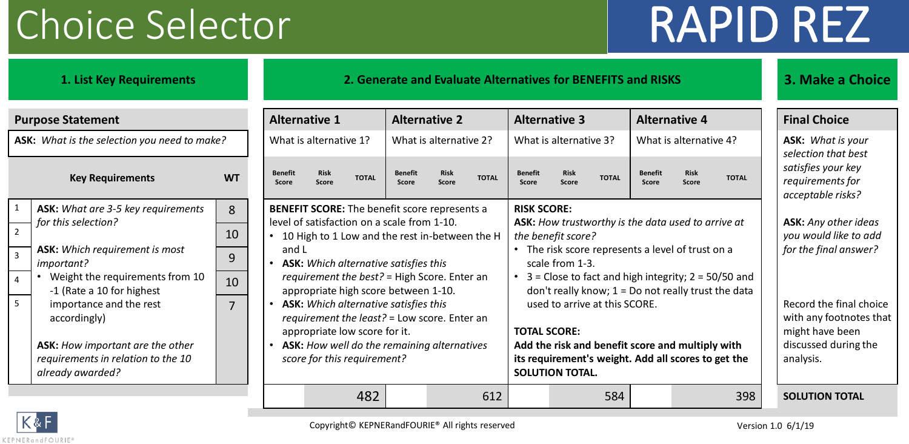# Choice Selector

# RAPID REZ

## 1. List Key Requirements

### Purpose Statement

**ASK:** *What is the selection you need to make?*

| | Key Requirements | WT |
|---|---|---|
| 1 | **ASK:** *What are 3-5 key requirements for this selection?* | 8 |
| 2 | **ASK:** *Which requirement is most important?* | 10 |
| 3 | • Weight the requirements from 10 -1 (Rate a 10 for highest importance and the rest accordingly) | 9 |
| 4 | **ASK:** *How important are the other requirements in relation to the 10 already awarded?* | 10 |
| 5 | | 7 |

## 2. Generate and Evaluate Alternatives for BENEFITS and RISKS

| Alternative 1 | | | Alternative 2 | | | Alternative 3 | | | Alternative 4 | | |
|---|---|---|---|---|---|---|---|---|---|---|---|
| What is alternative 1? | | | What is alternative 2? | | | What is alternative 3? | | | What is alternative 4? | | |
| Benefit Score | Risk Score | TOTAL | Benefit Score | Risk Score | TOTAL | Benefit Score | Risk Score | TOTAL | Benefit Score | Risk Score | TOTAL |
| | | 482 | | | 612 | | | 584 | | | 398 |

**BENEFIT SCORE:** The benefit score represents a level of satisfaction on a scale from 1-10.

- 10 High to 1 Low and the rest in-between the H and L
- **ASK:** *Which alternative satisfies this requirement the best?* = High Score. Enter an appropriate high score between 1-10.
- **ASK:** *Which alternative satisfies this requirement the least?* = Low score. Enter an appropriate low score for it.
- **ASK:** *How well do the remaining alternatives score for this requirement?*

**RISK SCORE:**

**ASK:** *How trustworthy is the data used to arrive at the benefit score?*

- The risk score represents a level of trust on a scale from 1-3.
- 3 = Close to fact and high integrity; 2 = 50/50 and don't really know; 1 = Do not really trust the data used to arrive at this SCORE.

**TOTAL SCORE:**

**Add the risk and benefit score and multiply with its requirement's weight. Add all scores to get the SOLUTION TOTAL.**

## 3. Make a Choice

### Final Choice

**ASK:** *What is your selection that best satisfies your key requirements for acceptable risks?*

**ASK:** *Any other ideas you would like to add for the final answer?*

Record the final choice with any footnotes that might have been discussed during the analysis.

**SOLUTION TOTAL**

Copyright© KEPNERandFOURIE® All rights reserved

Version 1.0 6/1/19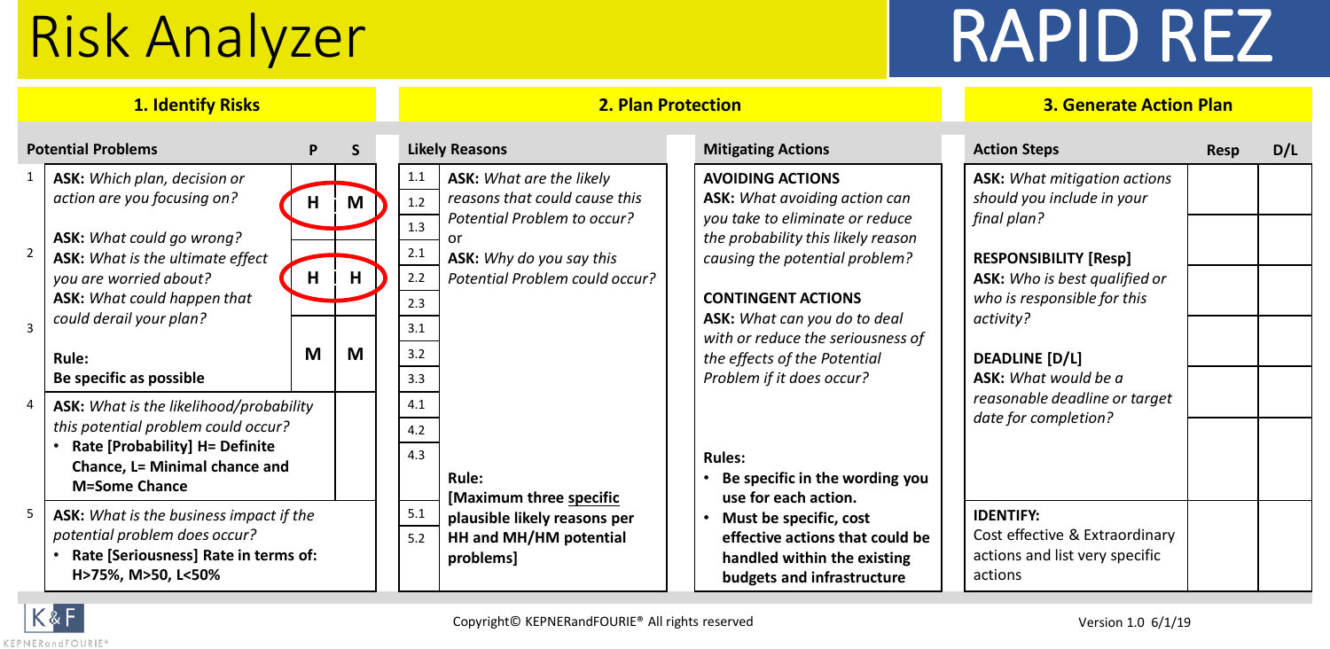# Risk Analyzer

# RAPID REZ

## 1. Identify Risks

**Potential Problems**

| # | Potential Problems | P | S |
|---|---|---|---|
| 1 | **ASK:** *Which plan, decision or action are you focusing on?* | H | M |
| 2 | **ASK:** *What could go wrong?* **ASK:** *What is the ultimate effect you are worried about?* **ASK:** *What could happen that could derail your plan?* | H | H |
| 3 | **Rule:** **Be specific as possible** | M | M |
| 4 | **ASK:** *What is the likelihood/probability this potential problem could occur?* • **Rate [Probability] H= Definite Chance, L= Minimal chance and M=Some Chance** | | |
| 5 | **ASK:** *What is the business impact if the potential problem does occur?* • **Rate [Seriousness] Rate in terms of: H>75%, M>50, L<50%** | | |

## 2. Plan Protection

**Likely Reasons**

1.1, 1.2, 1.3, 2.1, 2.2, 2.3, 3.1, 3.2, 3.3, 4.1, 4.2, 4.3, 5.1, 5.2

**ASK:** *What are the likely reasons that could cause this Potential Problem to occur?*

or

**ASK:** *Why do you say this Potential Problem could occur?*

**Rule:** **[Maximum three specific plausible likely reasons per HH and MH/HM potential problems]**

**Mitigating Actions**

**AVOIDING ACTIONS**

**ASK:** *What avoiding action can you take to eliminate or reduce the probability this likely reason causing the potential problem?*

**CONTINGENT ACTIONS**

**ASK:** *What can you do to deal with or reduce the seriousness of the effects of the Potential Problem if it does occur?*

**Rules:**

- **Be specific in the wording you use for each action.**
- **Must be specific, cost effective actions that could be handled within the existing budgets and infrastructure**

## 3. Generate Action Plan

| Action Steps | Resp | D/L |
|---|---|---|
| **ASK:** *What mitigation actions should you include in your final plan?* | | |
| **RESPONSIBILITY [Resp]** **ASK:** *Who is best qualified or who is responsible for this activity?* | | |
| **DEADLINE [D/L]** **ASK:** *What would be a reasonable deadline or target date for completion?* | | |
| **IDENTIFY:** Cost effective & Extraordinary actions and list very specific actions | | |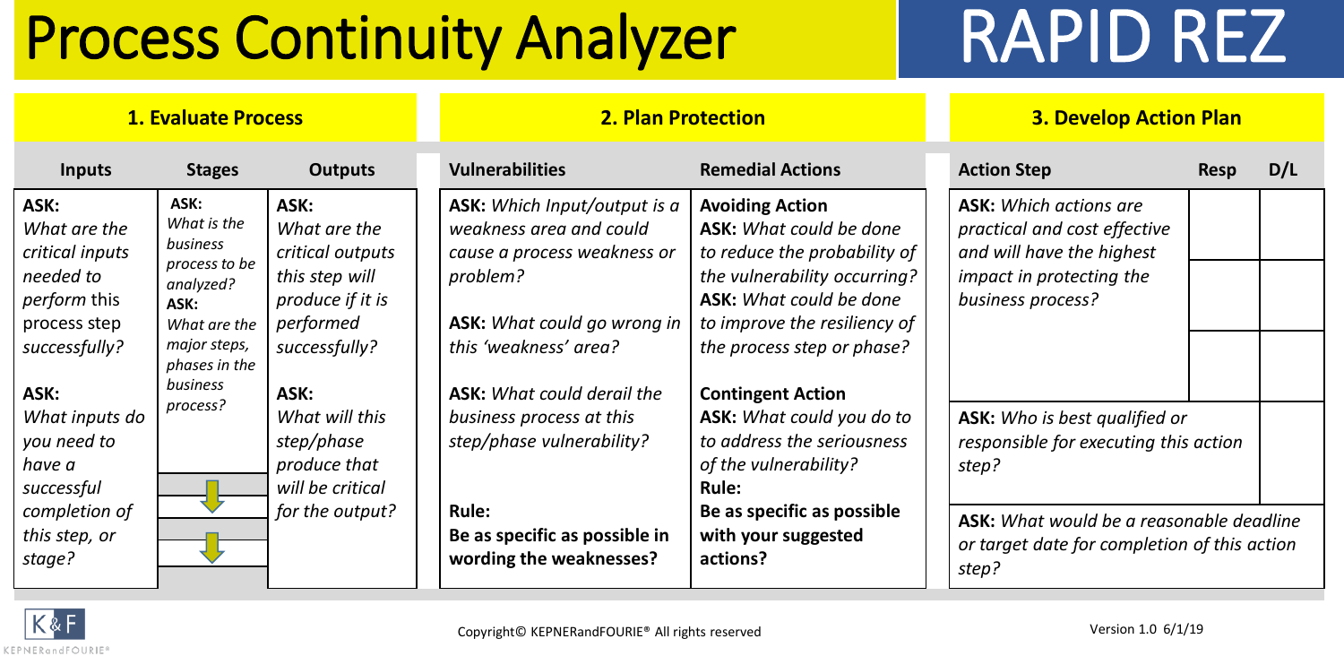# Process Continuity Analyzer

# RAPID REZ

| 1. Evaluate Process | | | 2. Plan Protection | | 3. Develop Action Plan | | |
|---|---|---|---|---|---|---|---|
| **Inputs** | **Stages** | **Outputs** | **Vulnerabilities** | **Remedial Actions** | **Action Step** | **Resp** | **D/L** |
| **ASK:** *What are the critical inputs needed to perform this process step successfully?* **ASK:** *What inputs do you need to have a successful completion of this step, or stage?* | **ASK:** *What is the business process to be analyzed?* **ASK:** *What are the major steps, phases in the business process?* | **ASK:** *What are the critical outputs this step will produce if it is performed successfully?* **ASK:** *What will this step/phase produce that will be critical for the output?* | **ASK:** *Which Input/output is a weakness area and could cause a process weakness or problem?* **ASK:** *What could go wrong in this 'weakness' area?* **ASK:** *What could derail the business process at this step/phase vulnerability?* **Rule:** **Be as specific as possible in wording the weaknesses?** | **Avoiding Action** **ASK:** *What could be done to reduce the probability of the vulnerability occurring?* **ASK:** *What could be done to improve the resiliency of the process step or phase?* **Contingent Action** **ASK:** *What could you do to address the seriousness of the vulnerability?* **Rule:** **Be as specific as possible with your suggested actions?** | **ASK:** *Which actions are practical and cost effective and will have the highest impact in protecting the business process?* **ASK:** *Who is best qualified or responsible for executing this action step?* **ASK:** *What would be a reasonable deadline or target date for completion of this action step?* | | |

Copyright© KEPNERandFOURIE® All rights reserved

Version 1.0 6/1/19